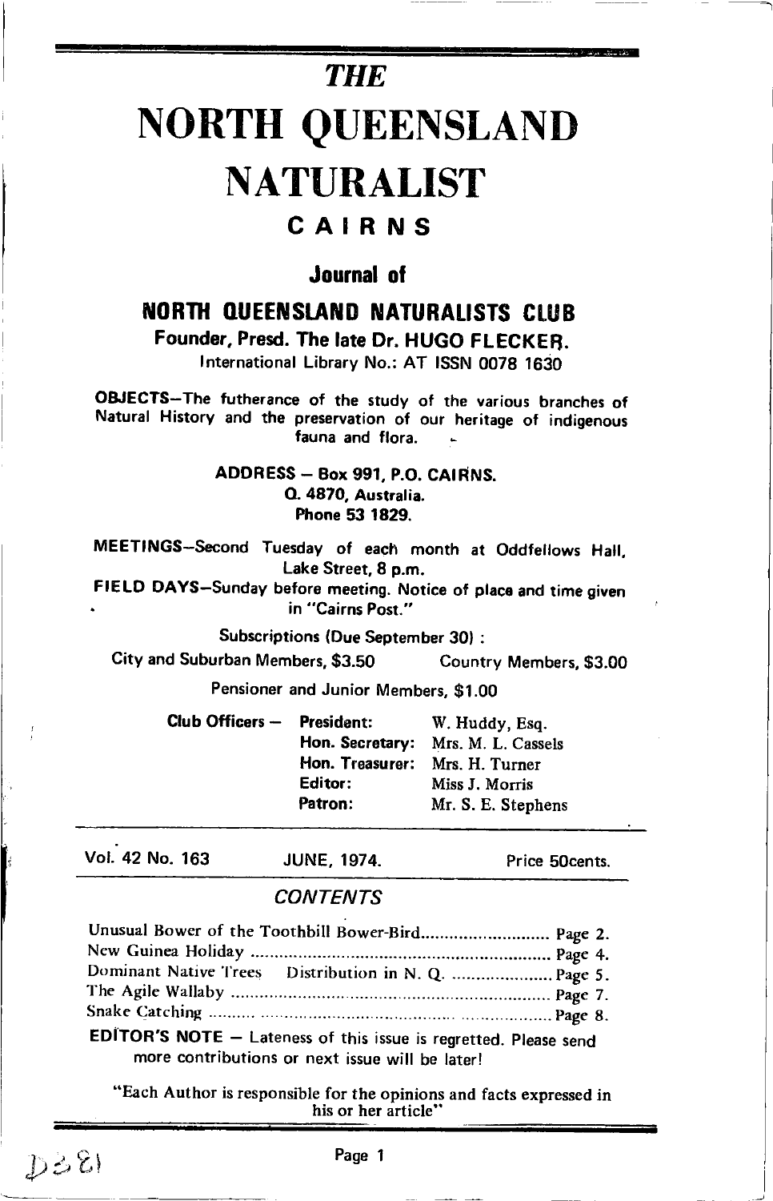# THE

# NORTH QUEENSLAND NATURALIST

## CAIRNS

### Journal of

### NORTH QUEENSLAND NATURALISTS CLUB

**Founder, Presd. The late Dr. HUGO FLECKER.**

International Library No.: AT ISSN 0078 1630

**OBJECTS**—The futherance of the study of the various branches of Natural History and the preservation of our heritage of indigenous fauna and flora.

**ADDRESS — Box 991, P.O. CAIRNS. Q. 4870, Australia. Phone 53 1829.**

**MEETINGS**—Second Tuesday of each month at Oddfellows Hall, Lake Street, 8 p.m.

**FIELD DAYS**—Sunday before meeting. Notice of place and time given in "Cairns Post."

Subscriptions (Due September 30) :

City and Suburban Members, $3.50 Country Members, $3.00

Pensioner and Junior Members, $1.00

| Club Officers — | | |
|---|---|---|
| | **President:** | W. Huddy, Esq. |
| | **Hon. Secretary:** | Mrs. M. L. Cassels |
| | **Hon. Treasurer:** | Mrs. H. Turner |
| | **Editor:** | Miss J. Morris |
| | **Patron:** | Mr. S. E. Stephens |

Vol. 42 No. 163 JUNE, 1974. Price 50cents.

## *CONTENTS*

Unusual Bower of the Toothbill Bower-Bird .......................... Page 2.
New Guinea Holiday .......................... Page 4.
Dominant Native Trees Distribution in N. Q. .......................... Page 5.
The Agile Wallaby .......................... Page 7.
Snake Catching .......................... Page 8.

**EDITOR'S NOTE** — Lateness of this issue is regretted. Please send more contributions or next issue will be later!

"Each Author is responsible for the opinions and facts expressed in his or her article"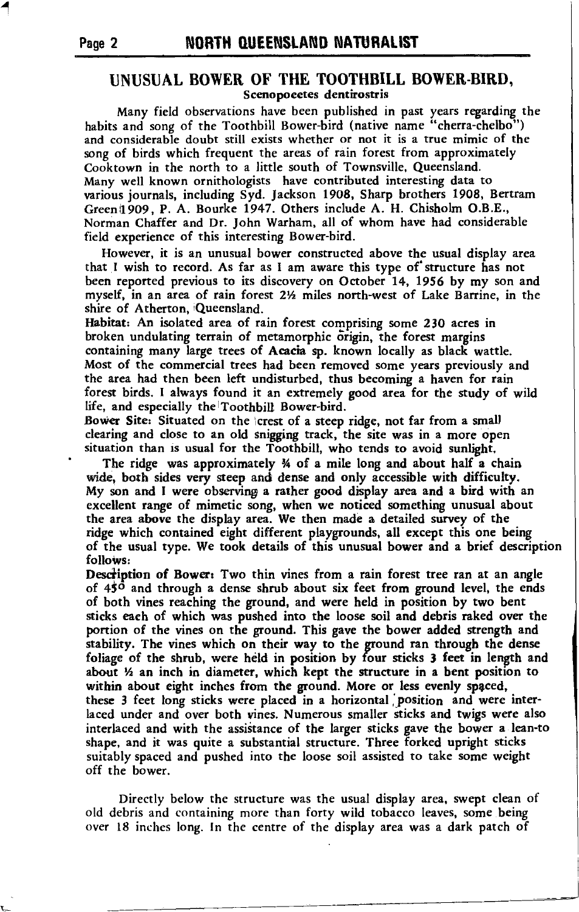## UNUSUAL BOWER OF THE TOOTHBILL BOWER-BIRD,

**Scenopoeetes dentirostris**

Many field observations have been published in past years regarding the habits and song of the Toothbill Bower-bird (native name "cherra-chelbo") and considerable doubt still exists whether or not it is a true mimic of the song of birds which frequent the areas of rain forest from approximately Cooktown in the north to a little south of Townsville, Queensland. Many well known ornithologists have contributed interesting data to various journals, including Syd. Jackson 1908, Sharp brothers 1908, Bertram Green 1909, P. A. Bourke 1947. Others include A. H. Chisholm O.B.E., Norman Chaffer and Dr. John Warham, all of whom have had considerable field experience of this interesting Bower-bird.

However, it is an unusual bower constructed above the usual display area that I wish to record. As far as I am aware this type of structure has not been reported previous to its discovery on October 14, 1956 by my son and myself, in an area of rain forest 2½ miles north-west of Lake Barrine, in the shire of Atherton, Queensland.

**Habitat:** An isolated area of rain forest comprising some 230 acres in broken undulating terrain of metamorphic origin, the forest margins containing many large trees of **Acacia** sp. known locally as black wattle. Most of the commercial trees had been removed some years previously and the area had then been left undisturbed, thus becoming a haven for rain forest birds. I always found it an extremely good area for the study of wild life, and especially the Toothbill Bower-bird.

**Bower Site:** Situated on the crest of a steep ridge, not far from a small clearing and close to an old snigging track, the site was in a more open situation than is usual for the Toothbill, who tends to avoid sunlight.

The ridge was approximately ¾ of a mile long and about half a chain wide, both sides very steep and dense and only accessible with difficulty. My son and I were observing a rather good display area and a bird with an excellent range of mimetic song, when we noticed something unusual about the area above the display area. We then made a detailed survey of the ridge which contained eight different playgrounds, all except this one being of the usual type. We took details of this unusual bower and a brief description follows:

**Description of Bower:** Two thin vines from a rain forest tree ran at an angle of 45° and through a dense shrub about six feet from ground level, the ends of both vines reaching the ground, and were held in position by two bent sticks each of which was pushed into the loose soil and debris raked over the portion of the vines on the ground. This gave the bower added strength and stability. The vines which on their way to the ground ran through the dense foliage of the shrub, were held in position by four sticks 3 feet in length and about ½ an inch in diameter, which kept the structure in a bent position to within about eight inches from the ground. More or less evenly spaced, these 3 feet long sticks were placed in a horizontal position and were interlaced under and over both vines. Numerous smaller sticks and twigs were also interlaced and with the assistance of the larger sticks gave the bower a lean-to shape, and it was quite a substantial structure. Three forked upright sticks suitably spaced and pushed into the loose soil assisted to take some weight off the bower.

Directly below the structure was the usual display area, swept clean of old debris and containing more than forty wild tobacco leaves, some being over 18 inches long. In the centre of the display area was a dark patch of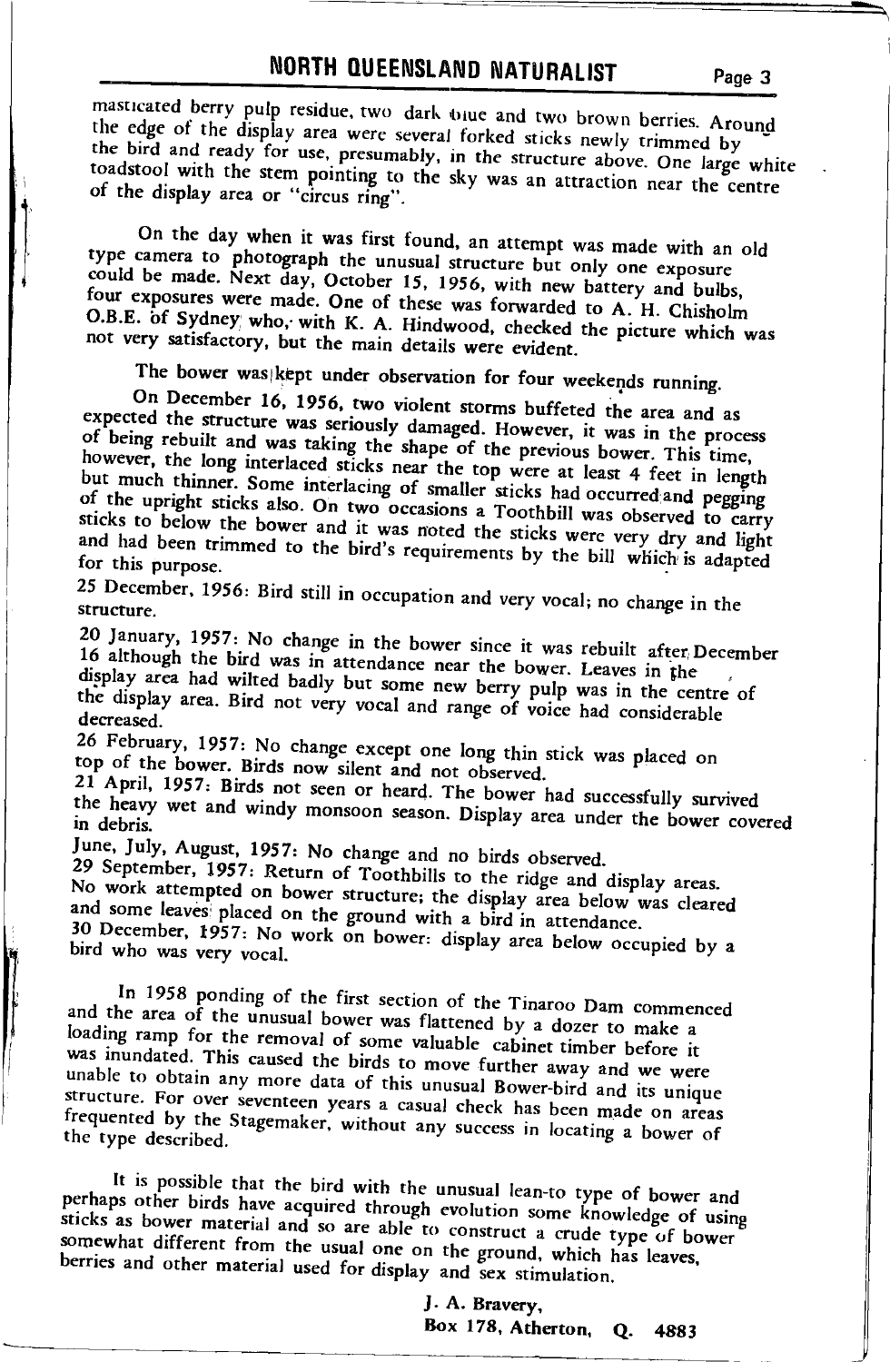masticated berry pulp residue, two dark blue and two brown berries. Around the edge of the display area were several forked sticks newly trimmed by the bird and ready for use, presumably, in the structure above. One large white toadstool with the stem pointing to the sky was an attraction near the centre of the display area or "circus ring".

On the day when it was first found, an attempt was made with an old type camera to photograph the unusual structure but only one exposure could be made. Next day, October 15, 1956, with new battery and bulbs, four exposures were made. One of these was forwarded to A. H. Chisholm O.B.E. of Sydney who, with K. A. Hindwood, checked the picture which was not very satisfactory, but the main details were evident.

The bower was kept under observation for four weekends running.

On December 16, 1956, two violent storms buffeted the area and as expected the structure was seriously damaged. However, it was in the process of being rebuilt and was taking the shape of the previous bower. This time, however, the long interlaced sticks near the top were at least 4 feet in length but much thinner. Some interlacing of smaller sticks had occurred and pegging of the upright sticks also. On two occasions a Toothbill was observed to carry sticks to below the bower and it was noted the sticks were very dry and light and had been trimmed to the bird's requirements by the bill which is adapted for this purpose.

25 December, 1956: Bird still in occupation and very vocal; no change in the structure.

20 January, 1957: No change in the bower since it was rebuilt after December 16 although the bird was in attendance near the bower. Leaves in the display area had wilted badly but some new berry pulp was in the centre of the display area. Bird not very vocal and range of voice had considerable decreased.

26 February, 1957: No change except one long thin stick was placed on top of the bower. Birds now silent and not observed.

21 April, 1957: Birds not seen or heard. The bower had successfully survived the heavy wet and windy monsoon season. Display area under the bower covered in debris.

June, July, August, 1957: No change and no birds observed.

29 September, 1957: Return of Toothbills to the ridge and display areas. No work attempted on bower structure; the display area below was cleared and some leaves placed on the ground with a bird in attendance.

30 December, 1957: No work on bower: display area below occupied by a bird who was very vocal.

In 1958 ponding of the first section of the Tinaroo Dam commenced and the area of the unusual bower was flattened by a dozer to make a loading ramp for the removal of some valuable cabinet timber before it was inundated. This caused the birds to move further away and we were unable to obtain any more data of this unusual Bower-bird and its unique structure. For over seventeen years a casual check has been made on areas frequented by the Stagemaker, without any success in locating a bower of the type described.

It is possible that the bird with the unusual lean-to type of bower and perhaps other birds have acquired through evolution some knowledge of using sticks as bower material and so are able to construct a crude type of bower somewhat different from the usual one on the ground, which has leaves, berries and other material used for display and sex stimulation.

J. A. Bravery,  
Box 178, Atherton, Q. 4883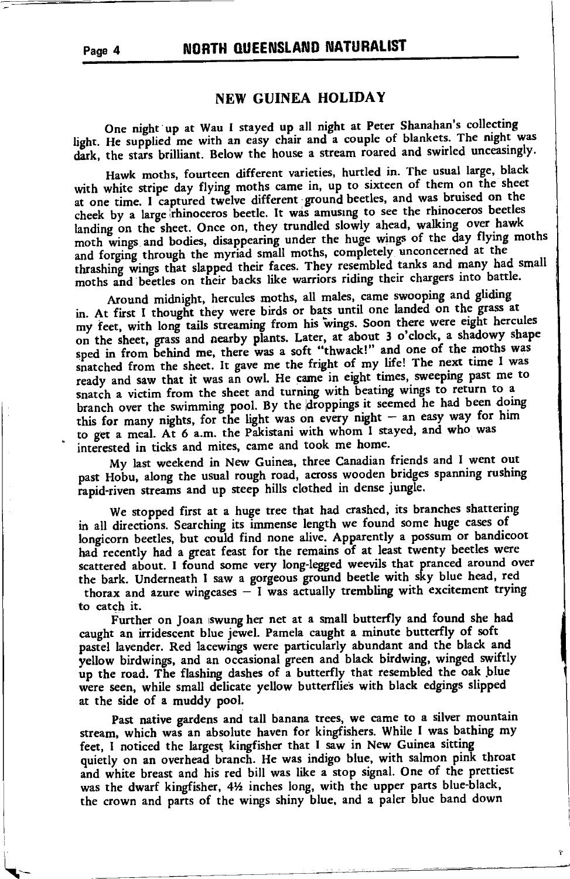## NEW GUINEA HOLIDAY

One night up at Wau I stayed up all night at Peter Shanahan's collecting light. He supplied me with an easy chair and a couple of blankets. The night was dark, the stars brilliant. Below the house a stream roared and swirled unceasingly.

Hawk moths, fourteen different varieties, hurtled in. The usual large, black with white stripe day flying moths came in, up to sixteen of them on the sheet at one time. I captured twelve different ground beetles, and was bruised on the cheek by a large rhinoceros beetle. It was amusing to see the rhinoceros beetles landing on the sheet. Once on, they trundled slowly ahead, walking over hawk moth wings and bodies, disappearing under the huge wings of the day flying moths and forging through the myriad small moths, completely unconcerned at the thrashing wings that slapped their faces. They resembled tanks and many had small moths and beetles on their backs like warriors riding their chargers into battle.

Around midnight, hercules moths, all males, came swooping and gliding in. At first I thought they were birds or bats until one landed on the grass at my feet, with long tails streaming from his wings. Soon there were eight hercules on the sheet, grass and nearby plants. Later, at about 3 o'clock, a shadowy shape sped in from behind me, there was a soft "thwack!" and one of the moths was snatched from the sheet. It gave me the fright of my life! The next time I was ready and saw that it was an owl. He came in eight times, sweeping past me to snatch a victim from the sheet and turning with beating wings to return to a branch over the swimming pool. By the droppings it seemed he had been doing this for many nights, for the light was on every night – an easy way for him to get a meal. At 6 a.m. the Pakistani with whom I stayed, and who was interested in ticks and mites, came and took me home.

My last weekend in New Guinea, three Canadian friends and I went out past Hobu, along the usual rough road, across wooden bridges spanning rushing rapid-riven streams and up steep hills clothed in dense jungle.

We stopped first at a huge tree that had crashed, its branches shattering in all directions. Searching its immense length we found some huge cases of longicorn beetles, but could find none alive. Apparently a possum or bandicoot had recently had a great feast for the remains of at least twenty beetles were scattered about. I found some very long-legged weevils that pranced around over the bark. Underneath I saw a gorgeous ground beetle with sky blue head, red thorax and azure wingcases – I was actually trembling with excitement trying to catch it.

Further on Joan swung her net at a small butterfly and found she had caught an irridescent blue jewel. Pamela caught a minute butterfly of soft pastel lavender. Red lacewings were particularly abundant and the black and yellow birdwings, and an occasional green and black birdwing, winged swiftly up the road. The flashing dashes of a butterfly that resembled the oak blue were seen, while small delicate yellow butterflies with black edgings slipped at the side of a muddy pool.

Past native gardens and tall banana trees, we came to a silver mountain stream, which was an absolute haven for kingfishers. While I was bathing my feet, I noticed the largest kingfisher that I saw in New Guinea sitting quietly on an overhead branch. He was indigo blue, with salmon pink throat and white breast and his red bill was like a stop signal. One of the prettiest was the dwarf kingfisher, 4½ inches long, with the upper parts blue-black, the crown and parts of the wings shiny blue, and a paler blue band down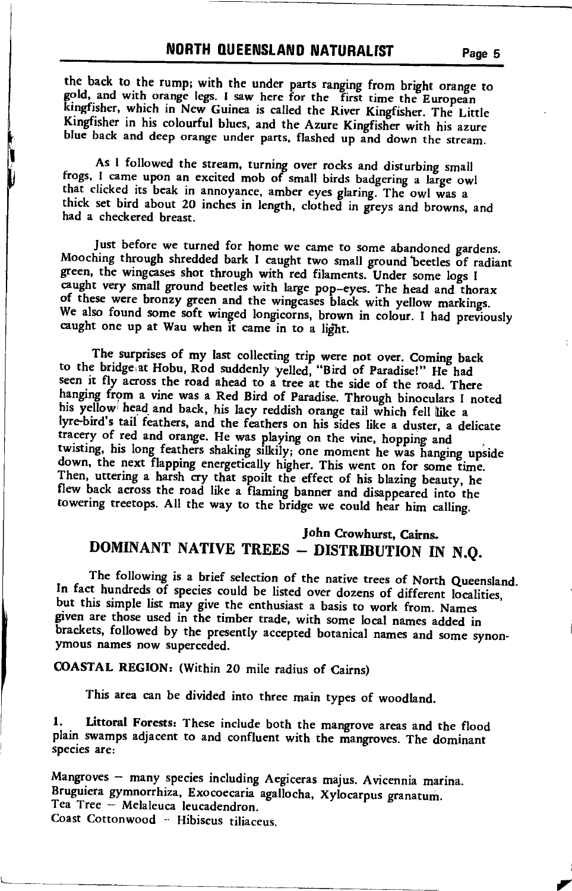the back to the rump; with the under parts ranging from bright orange to gold, and with orange legs. I saw here for the first time the European kingfisher, which in New Guinea is called the River Kingfisher. The Little Kingfisher in his colourful blues, and the Azure Kingfisher with his azure blue back and deep orange under parts, flashed up and down the stream.

As I followed the stream, turning over rocks and disturbing small frogs, I came upon an excited mob of small birds badgering a large owl that clicked its beak in annoyance, amber eyes glaring. The owl was a thick set bird about 20 inches in length, clothed in greys and browns, and had a checkered breast.

Just before we turned for home we came to some abandoned gardens. Mooching through shredded bark I caught two small ground beetles of radiant green, the wingcases shot through with red filaments. Under some logs I caught very small ground beetles with large pop-eyes. The head and thorax of these were bronzy green and the wingcases black with yellow markings. We also found some soft winged longicorns, brown in colour. I had previously caught one up at Wau when it came in to a light.

The surprises of my last collecting trip were not over. Coming back to the bridge at Hobu, Rod suddenly yelled, "Bird of Paradise!" He had seen it fly across the road ahead to a tree at the side of the road. There hanging from a vine was a Red Bird of Paradise. Through binoculars I noted his yellow head and back, his lacy reddish orange tail which fell like a lyre-bird's tail feathers, and the feathers on his sides like a duster, a delicate tracery of red and orange. He was playing on the vine, hopping and twisting, his long feathers shaking silkily; one moment he was hanging upside down, the next flapping energetically higher. This went on for some time. Then, uttering a harsh cry that spoilt the effect of his blazing beauty, he flew back across the road like a flaming banner and disappeared into the towering treetops. All the way to the bridge we could hear him calling.

John Crowhurst, Cairns.

## DOMINANT NATIVE TREES – DISTRIBUTION IN N.Q.

The following is a brief selection of the native trees of North Queensland. In fact hundreds of species could be listed over dozens of different localities, but this simple list may give the enthusiast a basis to work from. Names given are those used in the timber trade, with some local names added in brackets, followed by the presently accepted botanical names and some synonymous names now superceded.

**COASTAL REGION:** (Within 20 mile radius of Cairns)

This area can be divided into three main types of woodland.

1. **Littoral Forests:** These include both the mangrove areas and the flood plain swamps adjacent to and confluent with the mangroves. The dominant species are:

Mangroves – many species including Aegiceras majus. Avicennia marina. Bruguiera gymnorrhiza, Exocoecaria agallocha, Xylocarpus granatum.
Tea Tree – Melaleuca leucadendron.
Coast Cottonwood – Hibiscus tiliaceus.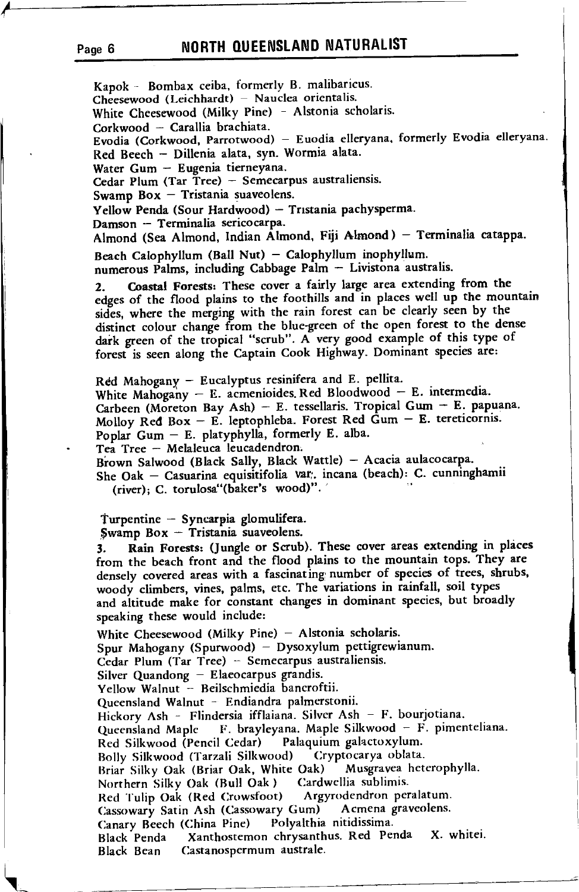Kapok - Bombax ceiba, formerly B. malibaricus.
Cheesewood (Leichhardt) - Nauclea orientalis.
White Cheesewood (Milky Pine) - Alstonia scholaris.
Corkwood - Carallia brachiata.
Evodia (Corkwood, Parrotwood) - Euodia elleryana, formerly Evodia elleryana.
Red Beech - Dillenia alata, syn. Wormia alata.
Water Gum - Eugenia tierneyana.
Cedar Plum (Tar Tree) - Semecarpus australiensis.
Swamp Box - Tristania suaveolens.
Yellow Penda (Sour Hardwood) - Tristania pachysperma.
Damson - Terminalia sericocarpa.
Almond (Sea Almond, Indian Almond, Fiji Almond) - Terminalia catappa.
Beach Calophyllum (Ball Nut) - Calophyllum inophyllum.
numerous Palms, including Cabbage Palm - Livistona australis.

2. **Coastal Forests:** These cover a fairly large area extending from the edges of the flood plains to the foothills and in places well up the mountain sides, where the merging with the rain forest can be clearly seen by the distinct colour change from the blue-green of the open forest to the dense dark green of the tropical "scrub". A very good example of this type of forest is seen along the Captain Cook Highway. Dominant species are:

Red Mahogany - Eucalyptus resinifera and E. pellita.
White Mahogany - E. acmenioides. Red Bloodwood - E. intermedia.
Carbeen (Moreton Bay Ash) - E. tessellaris. Tropical Gum - E. papuana.
Molloy Red Box - E. leptophleba. Forest Red Gum - E. tereticornis.
Poplar Gum - E. platyphylla, formerly E. alba.
Tea Tree - Melaleuca leucadendron.
Brown Salwood (Black Sally, Black Wattle) - Acacia aulacocarpa.
She Oak - Casuarina equisitifolia var. incana (beach): C. cunninghamii (river); C. torulosa "(baker's wood)".

Turpentine - Syncarpia glomulifera.
Swamp Box - Tristania suaveolens.

3. **Rain Forests:** (Jungle or Scrub). These cover areas extending in places from the beach front and the flood plains to the mountain tops. They are densely covered areas with a fascinating number of species of trees, shrubs, woody climbers, vines, palms, etc. The variations in rainfall, soil types and altitude make for constant changes in dominant species, but broadly speaking these would include:

White Cheesewood (Milky Pine) - Alstonia scholaris.
Spur Mahogany (Spurwood) - Dysoxylum pettigrewianum.
Cedar Plum (Tar Tree) - Semecarpus australiensis.
Silver Quandong - Elaeocarpus grandis.
Yellow Walnut - Beilschmiedia bancroftii.
Queensland Walnut - Endiandra palmerstonii.
Hickory Ash - Flindersia ifflaiana. Silver Ash - F. bourjotiana.
Queensland Maple F. brayleyana. Maple Silkwood - F. pimenteliana.
Red Silkwood (Pencil Cedar) Palaquium galactoxylum.
Bolly Silkwood (Tarzali Silkwood) Cryptocarya oblata.
Briar Silky Oak (Briar Oak, White Oak) Musgravea heterophylla.
Northern Silky Oak (Bull Oak) Cardwellia sublimis.
Red Tulip Oak (Red Crowsfoot) Argyrodendron peralatum.
Cassowary Satin Ash (Cassowary Gum) Acmena graveolens.
Canary Beech (China Pine) Polyalthia nitidissima.
Black Penda Xanthostemon chrysanthus. Red Penda X. whitei.
Black Bean Castanospermum australe.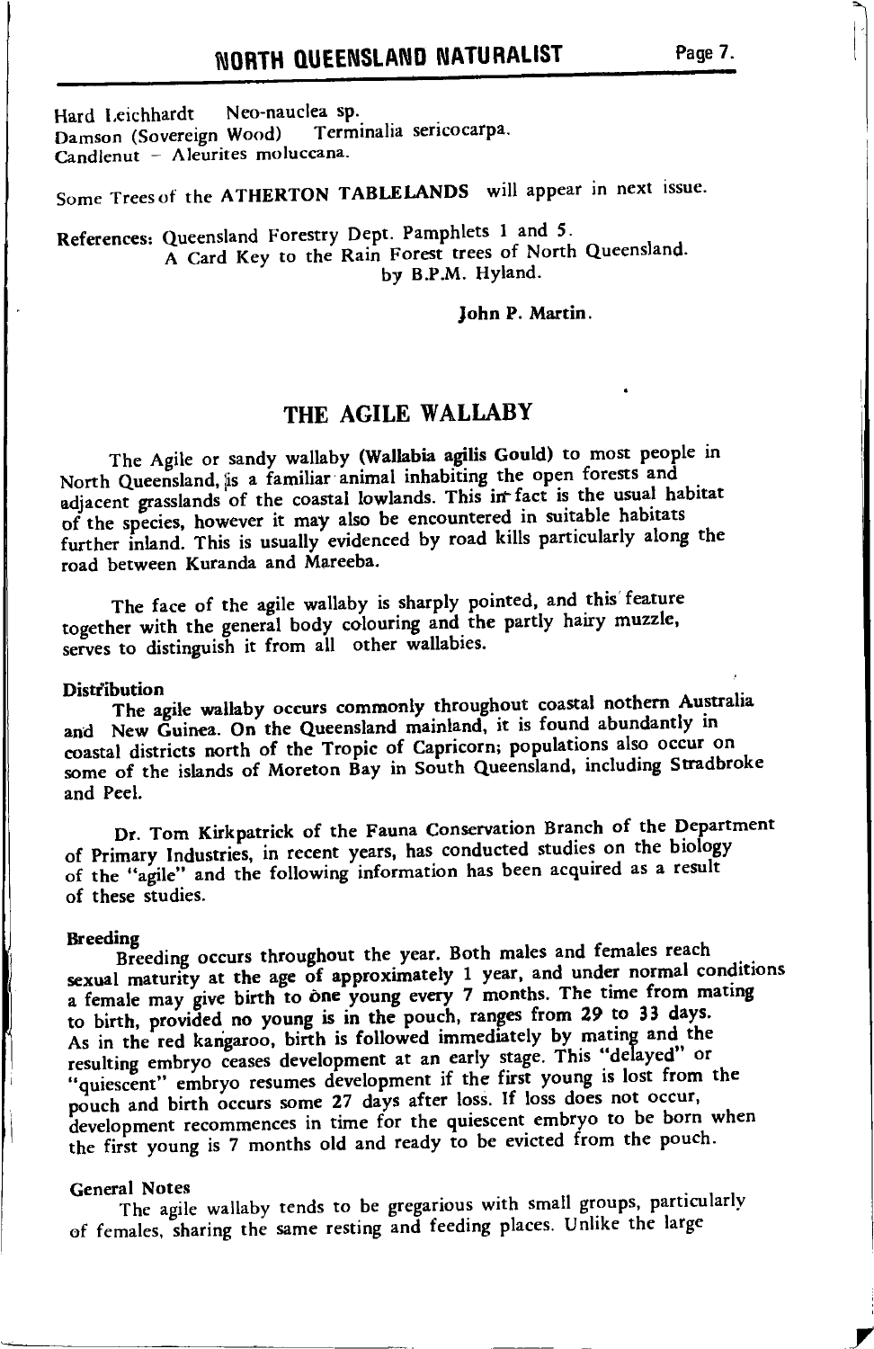Hard Leichhardt  Neo-nauclea sp.
Damson (Sovereign Wood)  Terminalia sericocarpa.
Candlenut – Aleurites moluccana.

Some Trees of the **ATHERTON TABLELANDS** will appear in next issue.

References: Queensland Forestry Dept. Pamphlets 1 and 5.
A Card Key to the Rain Forest trees of North Queensland.
by B.P.M. Hyland.

**John P. Martin.**

# THE AGILE WALLABY

The Agile or sandy wallaby **(Wallabia agilis Gould)** to most people in North Queensland, is a familiar animal inhabiting the open forests and adjacent grasslands of the coastal lowlands. This in fact is the usual habitat of the species, however it may also be encountered in suitable habitats further inland. This is usually evidenced by road kills particularly along the road between Kuranda and Mareeba.

The face of the agile wallaby is sharply pointed, and this feature together with the general body colouring and the partly hairy muzzle, serves to distinguish it from all other wallabies.

**Distribution**

The agile wallaby occurs commonly throughout coastal nothern Australia and New Guinea. On the Queensland mainland, it is found abundantly in coastal districts north of the Tropic of Capricorn; populations also occur on some of the islands of Moreton Bay in South Queensland, including Stradbroke and Peel.

Dr. Tom Kirkpatrick of the Fauna Conservation Branch of the Department of Primary Industries, in recent years, has conducted studies on the biology of the "agile" and the following information has been acquired as a result of these studies.

**Breeding**

Breeding occurs throughout the year. Both males and females reach sexual maturity at the age of approximately 1 year, and under normal conditions a female may give birth to one young every 7 months. The time from mating to birth, provided no young is in the pouch, ranges from 29 to 33 days. As in the red kangaroo, birth is followed immediately by mating and the resulting embryo ceases development at an early stage. This "delayed" or "quiescent" embryo resumes development if the first young is lost from the pouch and birth occurs some 27 days after loss. If loss does not occur, development recommences in time for the quiescent embryo to be born when the first young is 7 months old and ready to be evicted from the pouch.

**General Notes**

The agile wallaby tends to be gregarious with small groups, particularly of females, sharing the same resting and feeding places. Unlike the large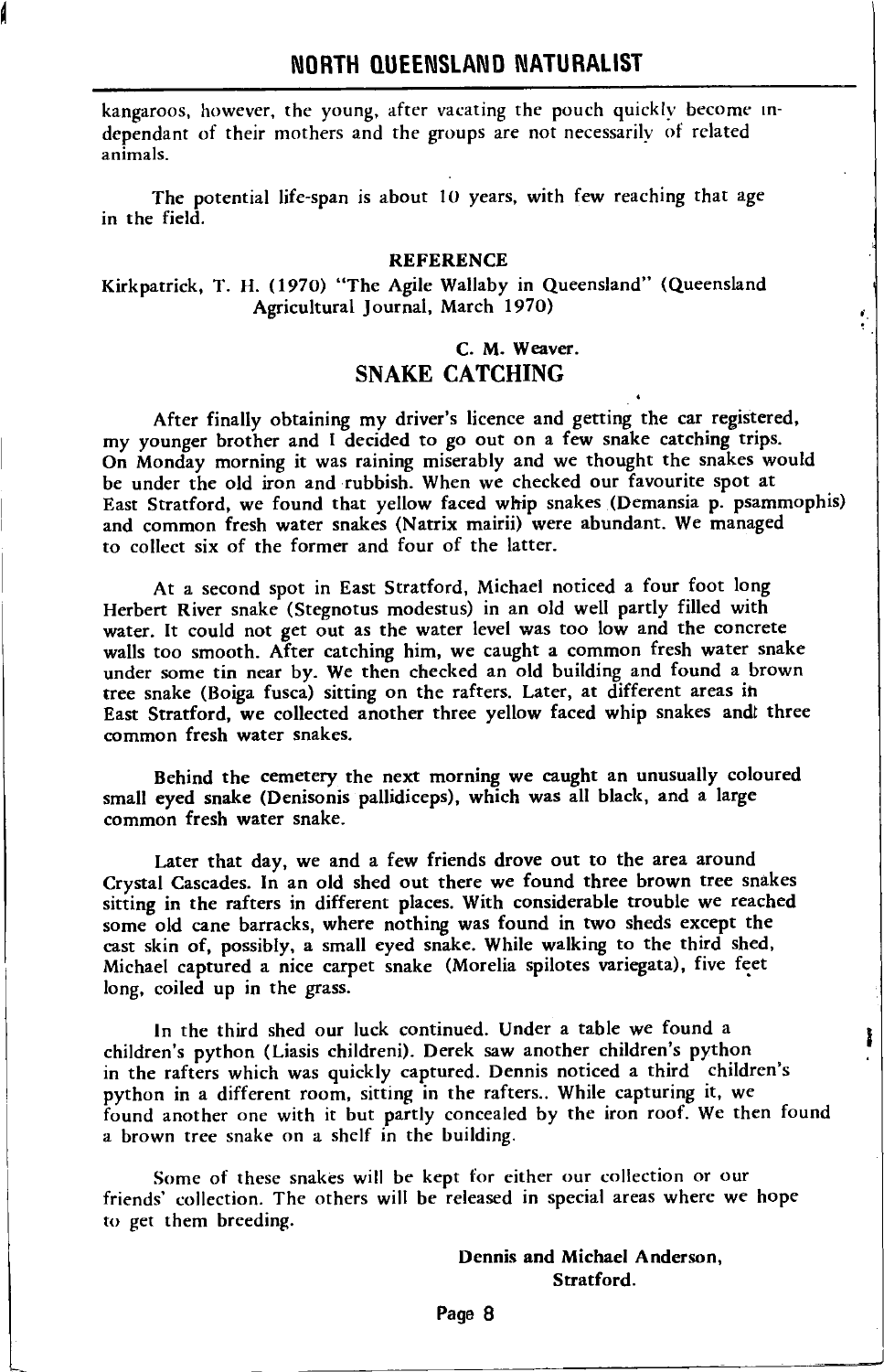kangaroos, however, the young, after vacating the pouch quickly become independant of their mothers and the groups are not necessarily of related animals.

The potential life-span is about 10 years, with few reaching that age in the field.

**REFERENCE**

Kirkpatrick, T. H. (1970) "The Agile Wallaby in Queensland" (Queensland Agricultural Journal, March 1970)

**C. M. Weaver.**

## SNAKE CATCHING

After finally obtaining my driver's licence and getting the car registered, my younger brother and I decided to go out on a few snake catching trips. On Monday morning it was raining miserably and we thought the snakes would be under the old iron and rubbish. When we checked our favourite spot at East Stratford, we found that yellow faced whip snakes (Demansia p. psammophis) and common fresh water snakes (Natrix mairii) were abundant. We managed to collect six of the former and four of the latter.

At a second spot in East Stratford, Michael noticed a four foot long Herbert River snake (Stegnotus modestus) in an old well partly filled with water. It could not get out as the water level was too low and the concrete walls too smooth. After catching him, we caught a common fresh water snake under some tin near by. We then checked an old building and found a brown tree snake (Boiga fusca) sitting on the rafters. Later, at different areas in East Stratford, we collected another three yellow faced whip snakes and three common fresh water snakes.

Behind the cemetery the next morning we caught an unusually coloured small eyed snake (Denisonis pallidiceps), which was all black, and a large common fresh water snake.

Later that day, we and a few friends drove out to the area around Crystal Cascades. In an old shed out there we found three brown tree snakes sitting in the rafters in different places. With considerable trouble we reached some old cane barracks, where nothing was found in two sheds except the cast skin of, possibly, a small eyed snake. While walking to the third shed, Michael captured a nice carpet snake (Morelia spilotes variegata), five feet long, coiled up in the grass.

In the third shed our luck continued. Under a table we found a children's python (Liasis childreni). Derek saw another children's python in the rafters which was quickly captured. Dennis noticed a third children's python in a different room, sitting in the rafters.. While capturing it, we found another one with it but partly concealed by the iron roof. We then found a brown tree snake on a shelf in the building.

Some of these snakes will be kept for either our collection or our friends' collection. The others will be released in special areas where we hope to get them breeding.

**Dennis and Michael Anderson,**
**Stratford.**